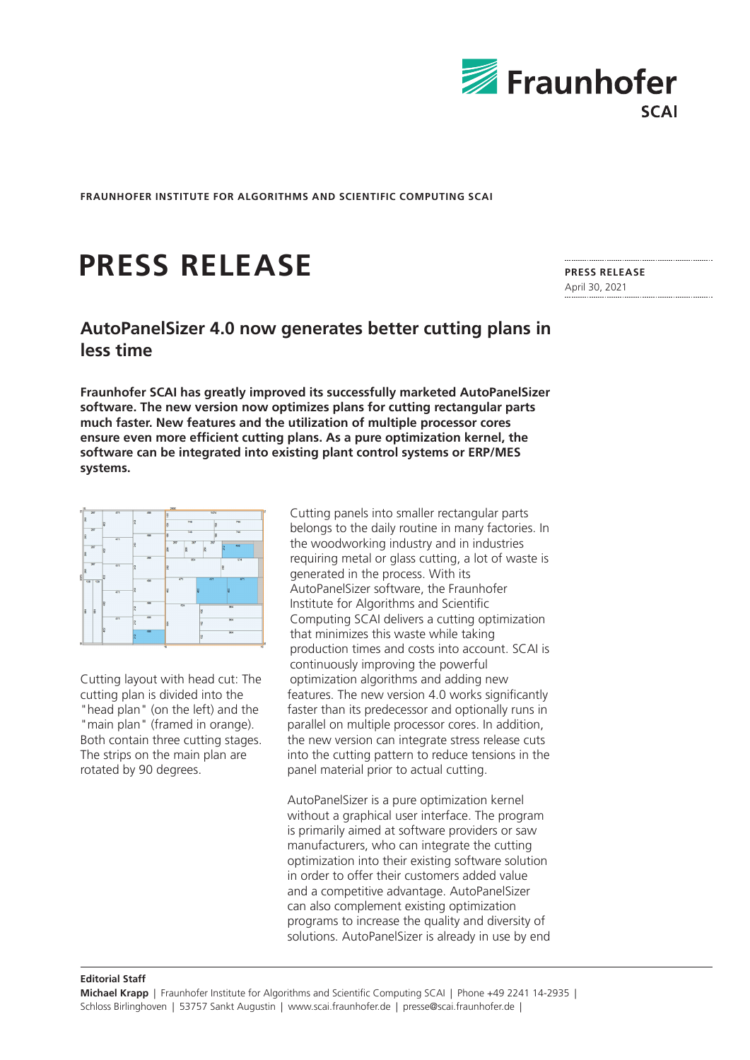FRAUNHOFER INSTITUTE FOR ALGORITHMS AND SCIENTIFIC COMPUTING SCAI

# PRESS RELEASE

**PRESS RELEASE**
April 30, 2021

## AutoPanelSizer 4.0 now generates better cutting plans in less time

**Fraunhofer SCAI has greatly improved its successfully marketed AutoPanelSizer software. The new version now optimizes plans for cutting rectangular parts much faster. New features and the utilization of multiple processor cores ensure even more efficient cutting plans. As a pure optimization kernel, the software can be integrated into existing plant control systems or ERP/MES systems.**

Cutting layout with head cut: The cutting plan is divided into the "head plan" (on the left) and the "main plan" (framed in orange). Both contain three cutting stages. The strips on the main plan are rotated by 90 degrees.

Cutting panels into smaller rectangular parts belongs to the daily routine in many factories. In the woodworking industry and in industries requiring metal or glass cutting, a lot of waste is generated in the process. With its AutoPanelSizer software, the Fraunhofer Institute for Algorithms and Scientific Computing SCAI delivers a cutting optimization that minimizes this waste while taking production times and costs into account. SCAI is continuously improving the powerful optimization algorithms and adding new features. The new version 4.0 works significantly faster than its predecessor and optionally runs in parallel on multiple processor cores. In addition, the new version can integrate stress release cuts into the cutting pattern to reduce tensions in the panel material prior to actual cutting.

AutoPanelSizer is a pure optimization kernel without a graphical user interface. The program is primarily aimed at software providers or saw manufacturers, who can integrate the cutting optimization into their existing software solution in order to offer their customers added value and a competitive advantage. AutoPanelSizer can also complement existing optimization programs to increase the quality and diversity of solutions. AutoPanelSizer is already in use by end

**Editorial Staff**
**Michael Krapp** | Fraunhofer Institute for Algorithms and Scientific Computing SCAI | Phone +49 2241 14-2935 | Schloss Birlinghoven | 53757 Sankt Augustin | www.scai.fraunhofer.de | presse@scai.fraunhofer.de |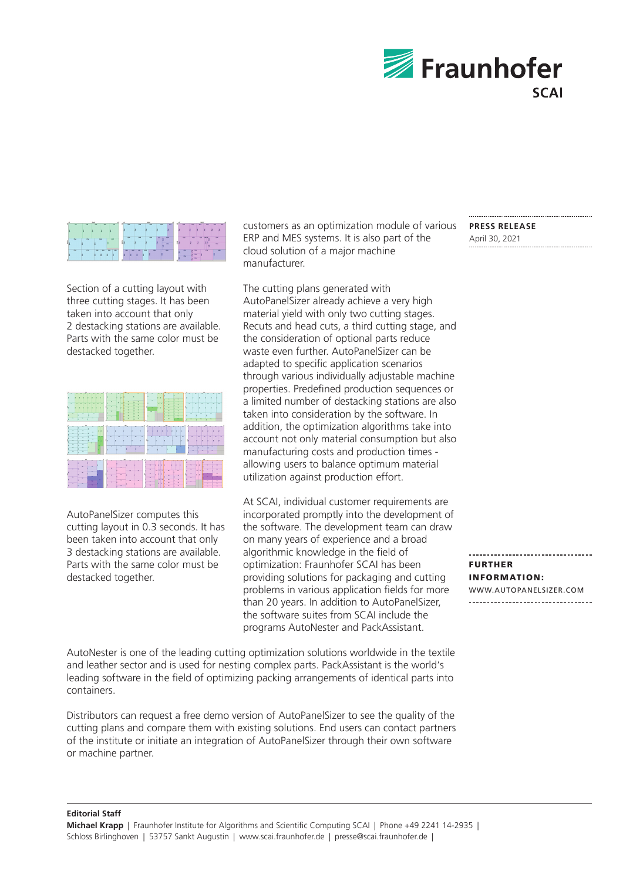Section of a cutting layout with three cutting stages. It has been taken into account that only 2 destacking stations are available. Parts with the same color must be destacked together.

AutoPanelSizer computes this cutting layout in 0.3 seconds. It has been taken into account that only 3 destacking stations are available. Parts with the same color must be destacked together.

customers as an optimization module of various ERP and MES systems. It is also part of the cloud solution of a major machine manufacturer.

The cutting plans generated with AutoPanelSizer already achieve a very high material yield with only two cutting stages. Recuts and head cuts, a third cutting stage, and the consideration of optional parts reduce waste even further. AutoPanelSizer can be adapted to specific application scenarios through various individually adjustable machine properties. Predefined production sequences or a limited number of destacking stations are also taken into consideration by the software. In addition, the optimization algorithms take into account not only material consumption but also manufacturing costs and production times - allowing users to balance optimum material utilization against production effort.

At SCAI, individual customer requirements are incorporated promptly into the development of the software. The development team can draw on many years of experience and a broad algorithmic knowledge in the field of optimization: Fraunhofer SCAI has been providing solutions for packaging and cutting problems in various application fields for more than 20 years. In addition to AutoPanelSizer, the software suites from SCAI include the programs AutoNester and PackAssistant.

AutoNester is one of the leading cutting optimization solutions worldwide in the textile and leather sector and is used for nesting complex parts. PackAssistant is the world's leading software in the field of optimizing packing arrangements of identical parts into containers.

Distributors can request a free demo version of AutoPanelSizer to see the quality of the cutting plans and compare them with existing solutions. End users can contact partners of the institute or initiate an integration of AutoPanelSizer through their own software or machine partner.

**PRESS RELEASE**
April 30, 2021

**FURTHER INFORMATION:**
WWW.AUTOPANELSIZER.COM

**Editorial Staff**
**Michael Krapp** | Fraunhofer Institute for Algorithms and Scientific Computing SCAI | Phone +49 2241 14-2935 | Schloss Birlinghoven | 53757 Sankt Augustin | www.scai.fraunhofer.de | presse@scai.fraunhofer.de |